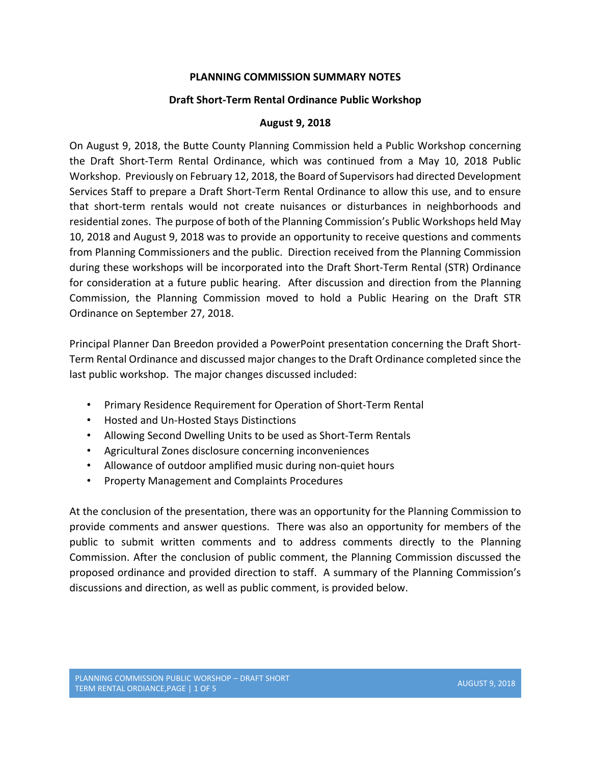**PLANNING COMMISSION SUMMARY NOTES**

**Draft Short-Term Rental Ordinance Public Workshop**

**August 9, 2018**

On August 9, 2018, the Butte County Planning Commission held a Public Workshop concerning the Draft Short-Term Rental Ordinance, which was continued from a May 10, 2018 Public Workshop. Previously on February 12, 2018, the Board of Supervisors had directed Development Services Staff to prepare a Draft Short-Term Rental Ordinance to allow this use, and to ensure that short-term rentals would not create nuisances or disturbances in neighborhoods and residential zones. The purpose of both of the Planning Commission's Public Workshops held May 10, 2018 and August 9, 2018 was to provide an opportunity to receive questions and comments from Planning Commissioners and the public. Direction received from the Planning Commission during these workshops will be incorporated into the Draft Short-Term Rental (STR) Ordinance for consideration at a future public hearing. After discussion and direction from the Planning Commission, the Planning Commission moved to hold a Public Hearing on the Draft STR Ordinance on September 27, 2018.

Principal Planner Dan Breedon provided a PowerPoint presentation concerning the Draft Short-Term Rental Ordinance and discussed major changes to the Draft Ordinance completed since the last public workshop. The major changes discussed included:

- Primary Residence Requirement for Operation of Short-Term Rental
- Hosted and Un-Hosted Stays Distinctions
- Allowing Second Dwelling Units to be used as Short-Term Rentals
- Agricultural Zones disclosure concerning inconveniences
- Allowance of outdoor amplified music during non-quiet hours
- Property Management and Complaints Procedures

At the conclusion of the presentation, there was an opportunity for the Planning Commission to provide comments and answer questions. There was also an opportunity for members of the public to submit written comments and to address comments directly to the Planning Commission. After the conclusion of public comment, the Planning Commission discussed the proposed ordinance and provided direction to staff. A summary of the Planning Commission's discussions and direction, as well as public comment, is provided below.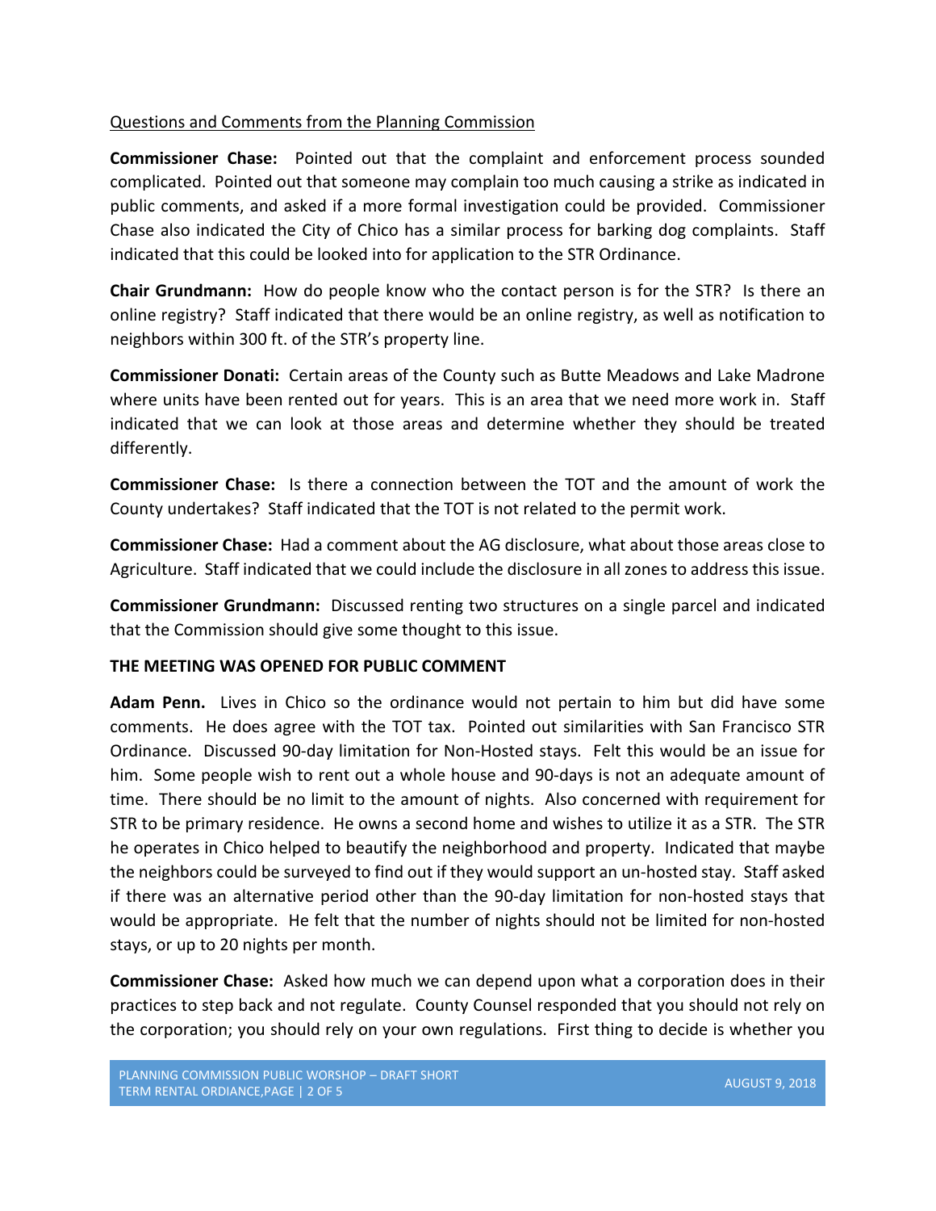Questions and Comments from the Planning Commission

**Commissioner Chase:** Pointed out that the complaint and enforcement process sounded complicated. Pointed out that someone may complain too much causing a strike as indicated in public comments, and asked if a more formal investigation could be provided. Commissioner Chase also indicated the City of Chico has a similar process for barking dog complaints. Staff indicated that this could be looked into for application to the STR Ordinance.

**Chair Grundmann:** How do people know who the contact person is for the STR? Is there an online registry? Staff indicated that there would be an online registry, as well as notification to neighbors within 300 ft. of the STR's property line.

**Commissioner Donati:** Certain areas of the County such as Butte Meadows and Lake Madrone where units have been rented out for years. This is an area that we need more work in. Staff indicated that we can look at those areas and determine whether they should be treated differently.

**Commissioner Chase:** Is there a connection between the TOT and the amount of work the County undertakes? Staff indicated that the TOT is not related to the permit work.

**Commissioner Chase:** Had a comment about the AG disclosure, what about those areas close to Agriculture. Staff indicated that we could include the disclosure in all zones to address this issue.

**Commissioner Grundmann:** Discussed renting two structures on a single parcel and indicated that the Commission should give some thought to this issue.

**THE MEETING WAS OPENED FOR PUBLIC COMMENT**

**Adam Penn.** Lives in Chico so the ordinance would not pertain to him but did have some comments. He does agree with the TOT tax. Pointed out similarities with San Francisco STR Ordinance. Discussed 90-day limitation for Non-Hosted stays. Felt this would be an issue for him. Some people wish to rent out a whole house and 90-days is not an adequate amount of time. There should be no limit to the amount of nights. Also concerned with requirement for STR to be primary residence. He owns a second home and wishes to utilize it as a STR. The STR he operates in Chico helped to beautify the neighborhood and property. Indicated that maybe the neighbors could be surveyed to find out if they would support an un-hosted stay. Staff asked if there was an alternative period other than the 90-day limitation for non-hosted stays that would be appropriate. He felt that the number of nights should not be limited for non-hosted stays, or up to 20 nights per month.

**Commissioner Chase:** Asked how much we can depend upon what a corporation does in their practices to step back and not regulate. County Counsel responded that you should not rely on the corporation; you should rely on your own regulations. First thing to decide is whether you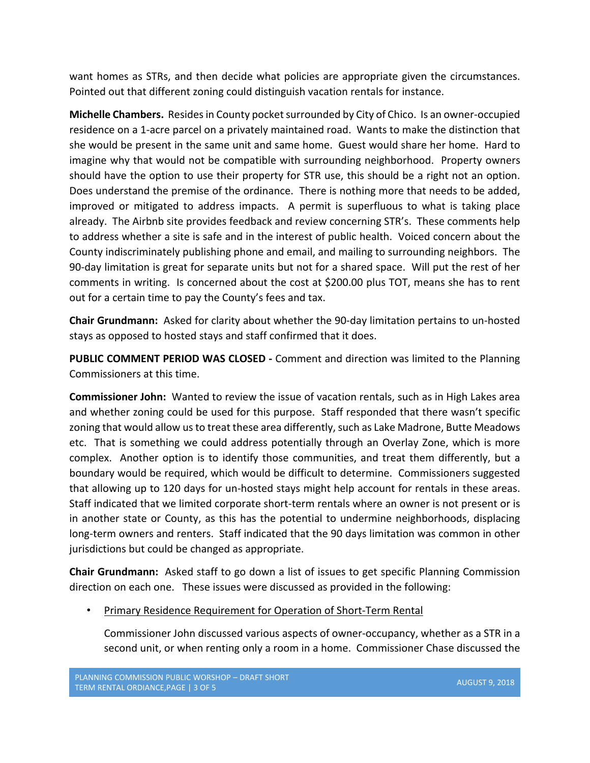want homes as STRs, and then decide what policies are appropriate given the circumstances. Pointed out that different zoning could distinguish vacation rentals for instance.

**Michelle Chambers.** Resides in County pocket surrounded by City of Chico. Is an owner-occupied residence on a 1-acre parcel on a privately maintained road. Wants to make the distinction that she would be present in the same unit and same home. Guest would share her home. Hard to imagine why that would not be compatible with surrounding neighborhood. Property owners should have the option to use their property for STR use, this should be a right not an option. Does understand the premise of the ordinance. There is nothing more that needs to be added, improved or mitigated to address impacts. A permit is superfluous to what is taking place already. The Airbnb site provides feedback and review concerning STR's. These comments help to address whether a site is safe and in the interest of public health. Voiced concern about the County indiscriminately publishing phone and email, and mailing to surrounding neighbors. The 90-day limitation is great for separate units but not for a shared space. Will put the rest of her comments in writing. Is concerned about the cost at $200.00 plus TOT, means she has to rent out for a certain time to pay the County's fees and tax.

**Chair Grundmann:** Asked for clarity about whether the 90-day limitation pertains to un-hosted stays as opposed to hosted stays and staff confirmed that it does.

**PUBLIC COMMENT PERIOD WAS CLOSED -** Comment and direction was limited to the Planning Commissioners at this time.

**Commissioner John:** Wanted to review the issue of vacation rentals, such as in High Lakes area and whether zoning could be used for this purpose. Staff responded that there wasn't specific zoning that would allow us to treat these area differently, such as Lake Madrone, Butte Meadows etc. That is something we could address potentially through an Overlay Zone, which is more complex. Another option is to identify those communities, and treat them differently, but a boundary would be required, which would be difficult to determine. Commissioners suggested that allowing up to 120 days for un-hosted stays might help account for rentals in these areas. Staff indicated that we limited corporate short-term rentals where an owner is not present or is in another state or County, as this has the potential to undermine neighborhoods, displacing long-term owners and renters. Staff indicated that the 90 days limitation was common in other jurisdictions but could be changed as appropriate.

**Chair Grundmann:** Asked staff to go down a list of issues to get specific Planning Commission direction on each one. These issues were discussed as provided in the following:

- <u>Primary Residence Requirement for Operation of Short-Term Rental</u>

  Commissioner John discussed various aspects of owner-occupancy, whether as a STR in a second unit, or when renting only a room in a home. Commissioner Chase discussed the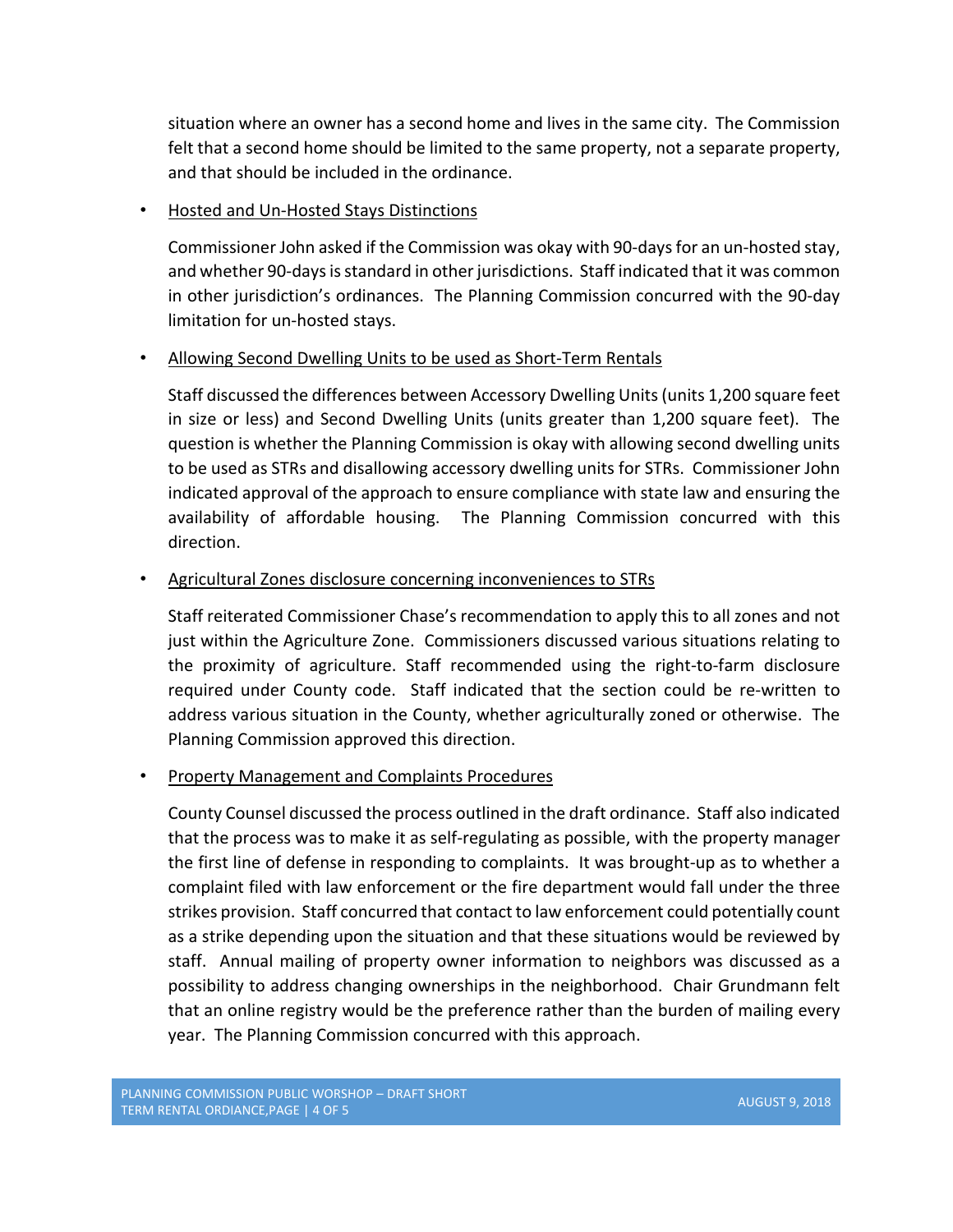situation where an owner has a second home and lives in the same city. The Commission felt that a second home should be limited to the same property, not a separate property, and that should be included in the ordinance.

- Hosted and Un-Hosted Stays Distinctions

  Commissioner John asked if the Commission was okay with 90-days for an un-hosted stay, and whether 90-days is standard in other jurisdictions. Staff indicated that it was common in other jurisdiction's ordinances. The Planning Commission concurred with the 90-day limitation for un-hosted stays.

- Allowing Second Dwelling Units to be used as Short-Term Rentals

  Staff discussed the differences between Accessory Dwelling Units (units 1,200 square feet in size or less) and Second Dwelling Units (units greater than 1,200 square feet). The question is whether the Planning Commission is okay with allowing second dwelling units to be used as STRs and disallowing accessory dwelling units for STRs. Commissioner John indicated approval of the approach to ensure compliance with state law and ensuring the availability of affordable housing. The Planning Commission concurred with this direction.

- Agricultural Zones disclosure concerning inconveniences to STRs

  Staff reiterated Commissioner Chase's recommendation to apply this to all zones and not just within the Agriculture Zone. Commissioners discussed various situations relating to the proximity of agriculture. Staff recommended using the right-to-farm disclosure required under County code. Staff indicated that the section could be re-written to address various situation in the County, whether agriculturally zoned or otherwise. The Planning Commission approved this direction.

- Property Management and Complaints Procedures

  County Counsel discussed the process outlined in the draft ordinance. Staff also indicated that the process was to make it as self-regulating as possible, with the property manager the first line of defense in responding to complaints. It was brought-up as to whether a complaint filed with law enforcement or the fire department would fall under the three strikes provision. Staff concurred that contact to law enforcement could potentially count as a strike depending upon the situation and that these situations would be reviewed by staff. Annual mailing of property owner information to neighbors was discussed as a possibility to address changing ownerships in the neighborhood. Chair Grundmann felt that an online registry would be the preference rather than the burden of mailing every year. The Planning Commission concurred with this approach.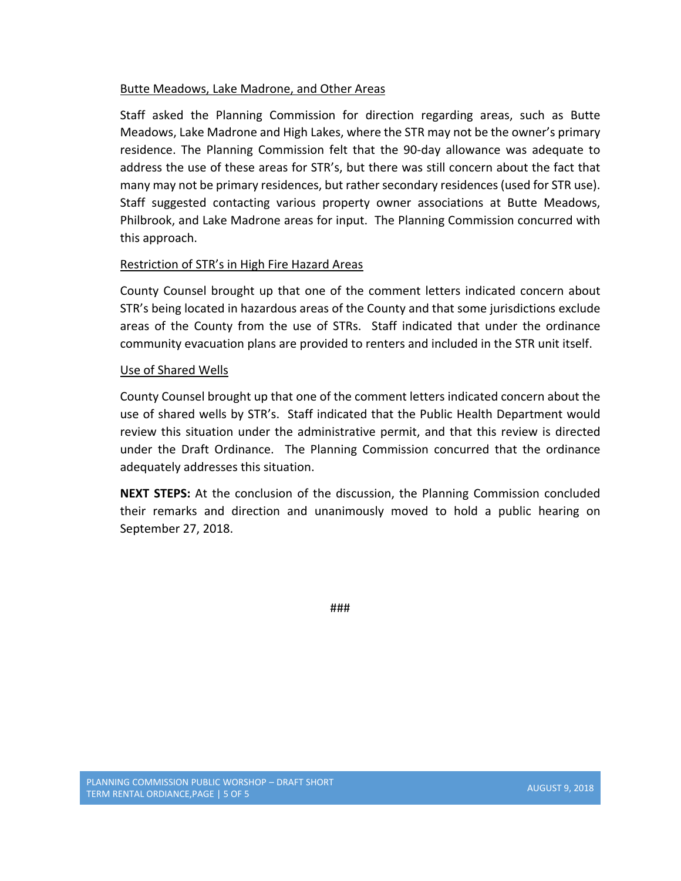Butte Meadows, Lake Madrone, and Other Areas

Staff asked the Planning Commission for direction regarding areas, such as Butte Meadows, Lake Madrone and High Lakes, where the STR may not be the owner's primary residence. The Planning Commission felt that the 90-day allowance was adequate to address the use of these areas for STR's, but there was still concern about the fact that many may not be primary residences, but rather secondary residences (used for STR use). Staff suggested contacting various property owner associations at Butte Meadows, Philbrook, and Lake Madrone areas for input. The Planning Commission concurred with this approach.

Restriction of STR's in High Fire Hazard Areas

County Counsel brought up that one of the comment letters indicated concern about STR's being located in hazardous areas of the County and that some jurisdictions exclude areas of the County from the use of STRs. Staff indicated that under the ordinance community evacuation plans are provided to renters and included in the STR unit itself.

Use of Shared Wells

County Counsel brought up that one of the comment letters indicated concern about the use of shared wells by STR's. Staff indicated that the Public Health Department would review this situation under the administrative permit, and that this review is directed under the Draft Ordinance. The Planning Commission concurred that the ordinance adequately addresses this situation.

**NEXT STEPS:** At the conclusion of the discussion, the Planning Commission concluded their remarks and direction and unanimously moved to hold a public hearing on September 27, 2018.

###